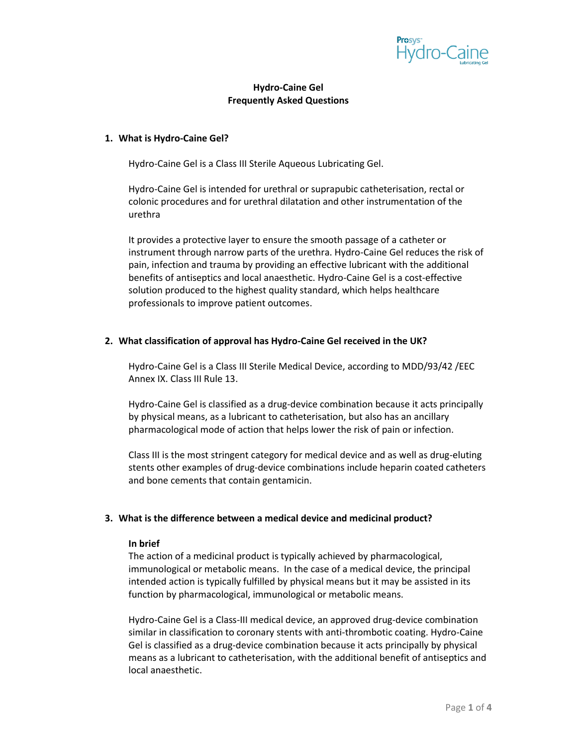# Hydro-Caine Gel
## Frequently Asked Questions

### 1. What is Hydro-Caine Gel?

Hydro-Caine Gel is a Class III Sterile Aqueous Lubricating Gel.

Hydro-Caine Gel is intended for urethral or suprapubic catheterisation, rectal or colonic procedures and for urethral dilatation and other instrumentation of the urethra

It provides a protective layer to ensure the smooth passage of a catheter or instrument through narrow parts of the urethra. Hydro-Caine Gel reduces the risk of pain, infection and trauma by providing an effective lubricant with the additional benefits of antiseptics and local anaesthetic. Hydro-Caine Gel is a cost-effective solution produced to the highest quality standard, which helps healthcare professionals to improve patient outcomes.

### 2. What classification of approval has Hydro-Caine Gel received in the UK?

Hydro-Caine Gel is a Class III Sterile Medical Device, according to MDD/93/42 /EEC Annex IX. Class III Rule 13.

Hydro-Caine Gel is classified as a drug-device combination because it acts principally by physical means, as a lubricant to catheterisation, but also has an ancillary pharmacological mode of action that helps lower the risk of pain or infection.

Class III is the most stringent category for medical device and as well as drug-eluting stents other examples of drug-device combinations include heparin coated catheters and bone cements that contain gentamicin.

### 3. What is the difference between a medical device and medicinal product?

**In brief**
The action of a medicinal product is typically achieved by pharmacological, immunological or metabolic means. In the case of a medical device, the principal intended action is typically fulfilled by physical means but it may be assisted in its function by pharmacological, immunological or metabolic means.

Hydro-Caine Gel is a Class-III medical device, an approved drug-device combination similar in classification to coronary stents with anti-thrombotic coating. Hydro-Caine Gel is classified as a drug-device combination because it acts principally by physical means as a lubricant to catheterisation, with the additional benefit of antiseptics and local anaesthetic.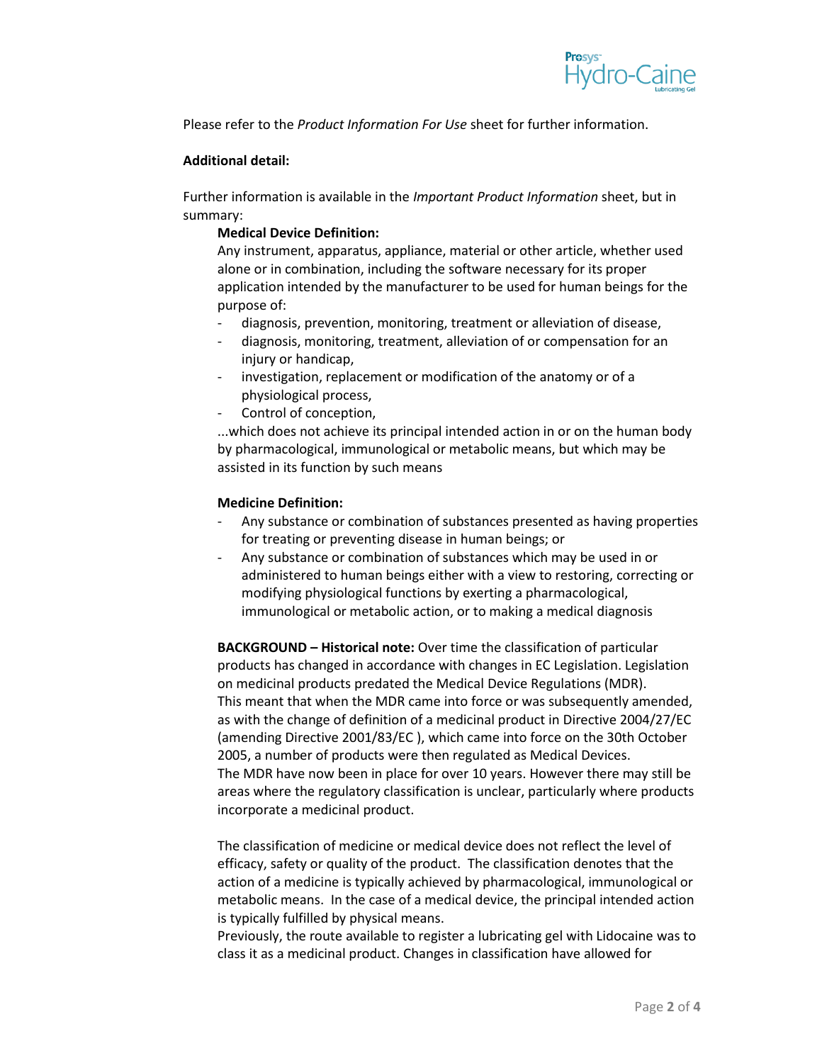Please refer to the *Product Information For Use* sheet for further information.

**Additional detail:**

Further information is available in the *Important Product Information* sheet, but in summary:

**Medical Device Definition:**

Any instrument, apparatus, appliance, material or other article, whether used alone or in combination, including the software necessary for its proper application intended by the manufacturer to be used for human beings for the purpose of:

- diagnosis, prevention, monitoring, treatment or alleviation of disease,
- diagnosis, monitoring, treatment, alleviation of or compensation for an injury or handicap,
- investigation, replacement or modification of the anatomy or of a physiological process,
- Control of conception,

...which does not achieve its principal intended action in or on the human body by pharmacological, immunological or metabolic means, but which may be assisted in its function by such means

**Medicine Definition:**

- Any substance or combination of substances presented as having properties for treating or preventing disease in human beings; or
- Any substance or combination of substances which may be used in or administered to human beings either with a view to restoring, correcting or modifying physiological functions by exerting a pharmacological, immunological or metabolic action, or to making a medical diagnosis

**BACKGROUND – Historical note:** Over time the classification of particular products has changed in accordance with changes in EC Legislation. Legislation on medicinal products predated the Medical Device Regulations (MDR). This meant that when the MDR came into force or was subsequently amended, as with the change of definition of a medicinal product in Directive 2004/27/EC (amending Directive 2001/83/EC ), which came into force on the 30th October 2005, a number of products were then regulated as Medical Devices. The MDR have now been in place for over 10 years. However there may still be areas where the regulatory classification is unclear, particularly where products incorporate a medicinal product.

The classification of medicine or medical device does not reflect the level of efficacy, safety or quality of the product. The classification denotes that the action of a medicine is typically achieved by pharmacological, immunological or metabolic means. In the case of a medical device, the principal intended action is typically fulfilled by physical means.

Previously, the route available to register a lubricating gel with Lidocaine was to class it as a medicinal product. Changes in classification have allowed for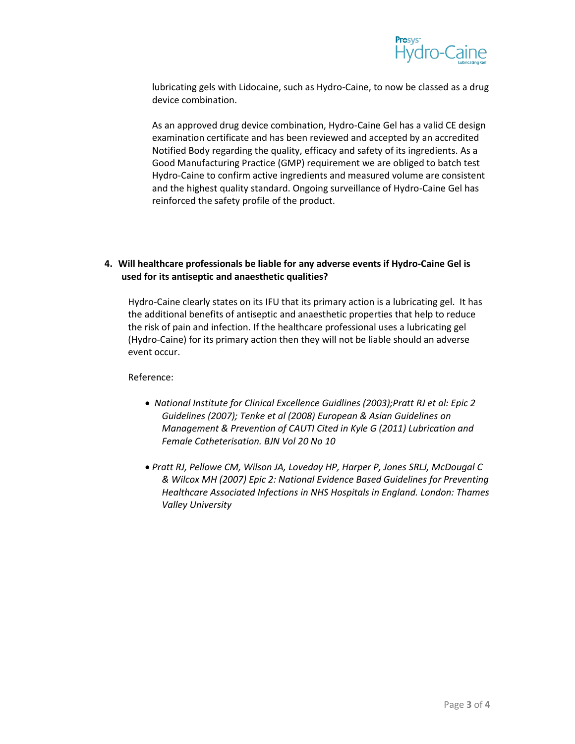lubricating gels with Lidocaine, such as Hydro-Caine, to now be classed as a drug device combination.

As an approved drug device combination, Hydro-Caine Gel has a valid CE design examination certificate and has been reviewed and accepted by an accredited Notified Body regarding the quality, efficacy and safety of its ingredients. As a Good Manufacturing Practice (GMP) requirement we are obliged to batch test Hydro-Caine to confirm active ingredients and measured volume are consistent and the highest quality standard. Ongoing surveillance of Hydro-Caine Gel has reinforced the safety profile of the product.

**4. Will healthcare professionals be liable for any adverse events if Hydro-Caine Gel is used for its antiseptic and anaesthetic qualities?**

Hydro-Caine clearly states on its IFU that its primary action is a lubricating gel. It has the additional benefits of antiseptic and anaesthetic properties that help to reduce the risk of pain and infection. If the healthcare professional uses a lubricating gel (Hydro-Caine) for its primary action then they will not be liable should an adverse event occur.

Reference:

- *National Institute for Clinical Excellence Guidlines (2003);Pratt RJ et al: Epic 2 Guidelines (2007); Tenke et al (2008) European & Asian Guidelines on Management & Prevention of CAUTI Cited in Kyle G (2011) Lubrication and Female Catheterisation. BJN Vol 20 No 10*
- *Pratt RJ, Pellowe CM, Wilson JA, Loveday HP, Harper P, Jones SRLJ, McDougal C & Wilcox MH (2007) Epic 2: National Evidence Based Guidelines for Preventing Healthcare Associated Infections in NHS Hospitals in England. London: Thames Valley University*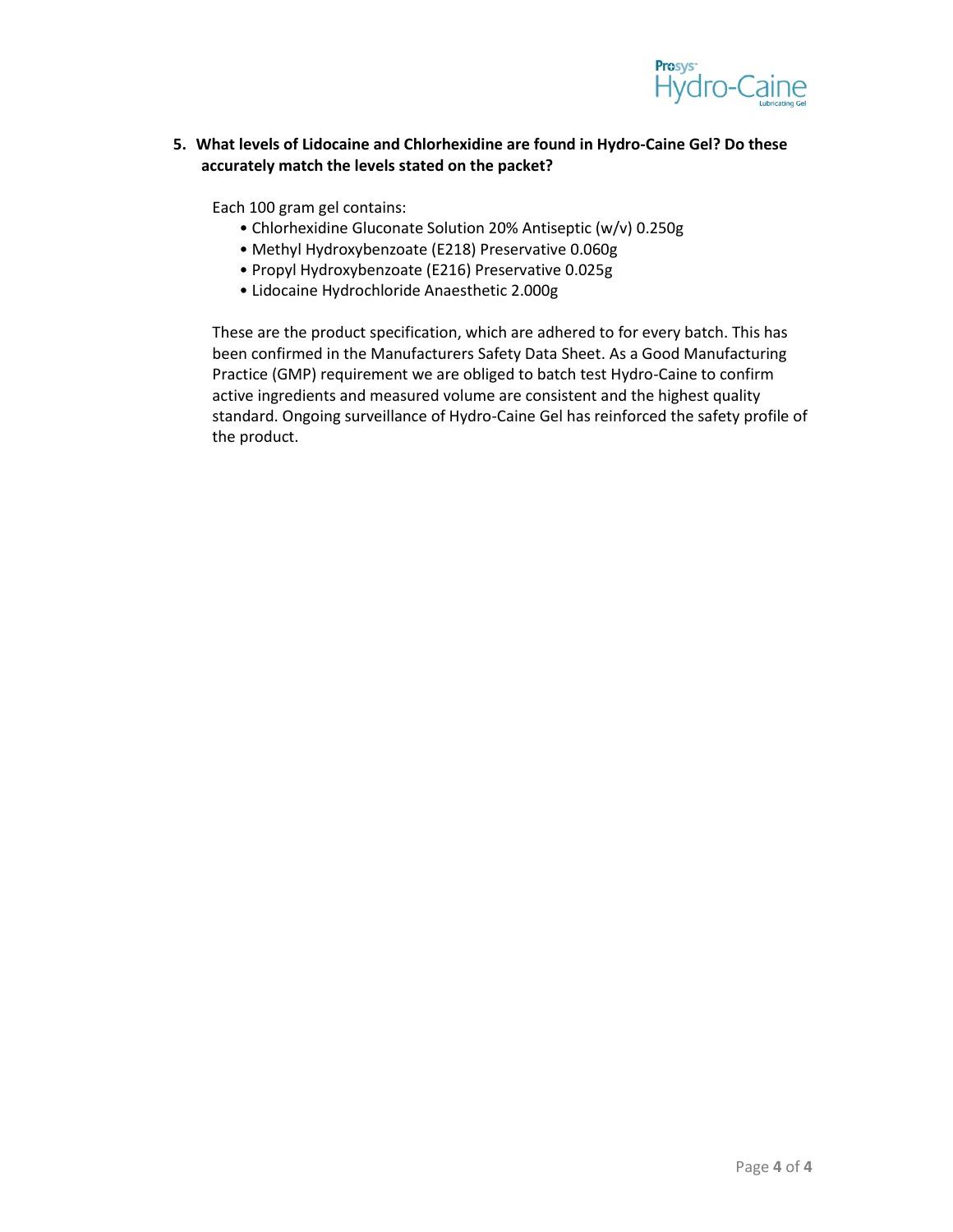5. **What levels of Lidocaine and Chlorhexidine are found in Hydro-Caine Gel? Do these accurately match the levels stated on the packet?**

Each 100 gram gel contains:

- Chlorhexidine Gluconate Solution 20% Antiseptic (w/v) 0.250g
- Methyl Hydroxybenzoate (E218) Preservative 0.060g
- Propyl Hydroxybenzoate (E216) Preservative 0.025g
- Lidocaine Hydrochloride Anaesthetic 2.000g

These are the product specification, which are adhered to for every batch. This has been confirmed in the Manufacturers Safety Data Sheet. As a Good Manufacturing Practice (GMP) requirement we are obliged to batch test Hydro-Caine to confirm active ingredients and measured volume are consistent and the highest quality standard. Ongoing surveillance of Hydro-Caine Gel has reinforced the safety profile of the product.